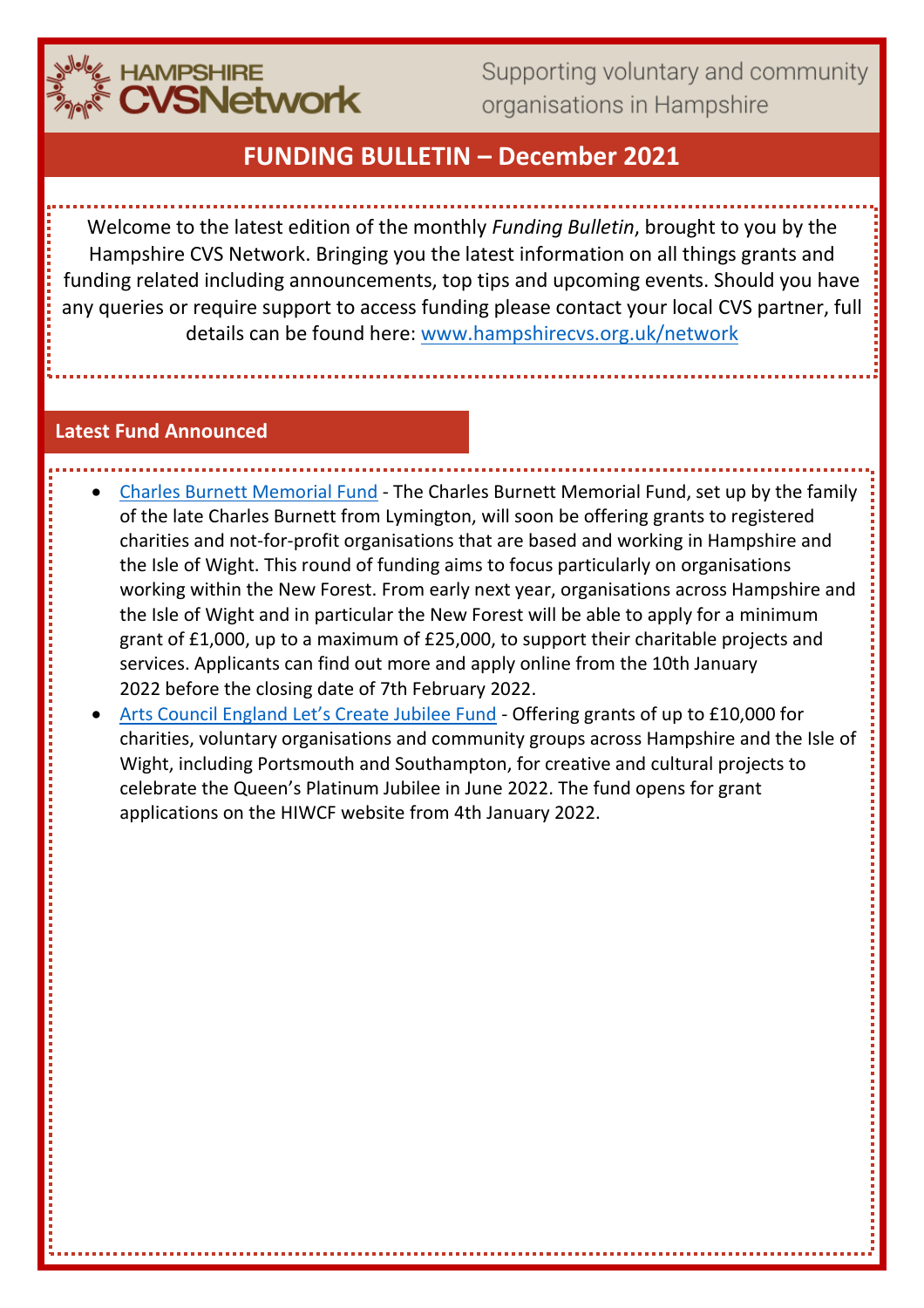HAMPSHIRE CVSNetwork

Supporting voluntary and community organisations in Hampshire

# FUNDING BULLETIN – December 2021

Welcome to the latest edition of the monthly *Funding Bulletin*, brought to you by the Hampshire CVS Network. Bringing you the latest information on all things grants and funding related including announcements, top tips and upcoming events. Should you have any queries or require support to access funding please contact your local CVS partner, full details can be found here: www.hampshirecvs.org.uk/network

## Latest Fund Announced

- Charles Burnett Memorial Fund - The Charles Burnett Memorial Fund, set up by the family of the late Charles Burnett from Lymington, will soon be offering grants to registered charities and not-for-profit organisations that are based and working in Hampshire and the Isle of Wight. This round of funding aims to focus particularly on organisations working within the New Forest. From early next year, organisations across Hampshire and the Isle of Wight and in particular the New Forest will be able to apply for a minimum grant of £1,000, up to a maximum of £25,000, to support their charitable projects and services. Applicants can find out more and apply online from the 10th January 2022 before the closing date of 7th February 2022.
- Arts Council England Let's Create Jubilee Fund - Offering grants of up to £10,000 for charities, voluntary organisations and community groups across Hampshire and the Isle of Wight, including Portsmouth and Southampton, for creative and cultural projects to celebrate the Queen's Platinum Jubilee in June 2022. The fund opens for grant applications on the HIWCF website from 4th January 2022.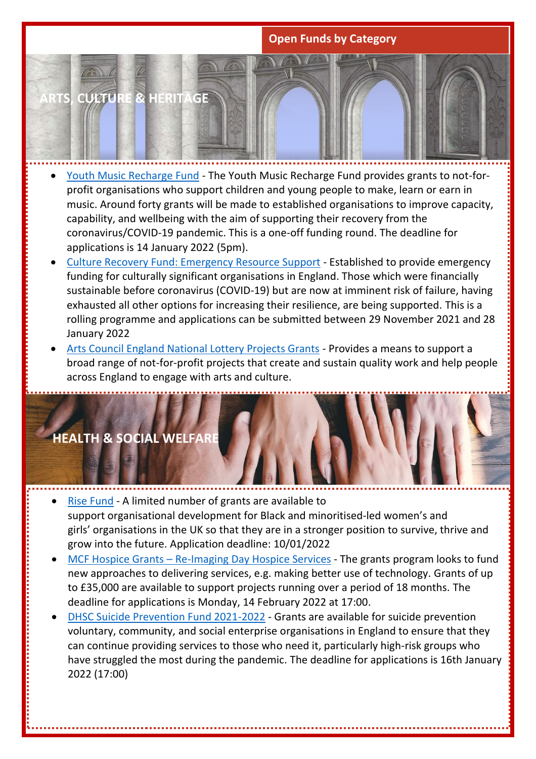## Open Funds by Category

### ARTS, CULTURE & HERITAGE

- Youth Music Recharge Fund - The Youth Music Recharge Fund provides grants to not-for-profit organisations who support children and young people to make, learn or earn in music. Around forty grants will be made to established organisations to improve capacity, capability, and wellbeing with the aim of supporting their recovery from the coronavirus/COVID-19 pandemic. This is a one-off funding round. The deadline for applications is 14 January 2022 (5pm).
- Culture Recovery Fund: Emergency Resource Support - Established to provide emergency funding for culturally significant organisations in England. Those which were financially sustainable before coronavirus (COVID-19) but are now at imminent risk of failure, having exhausted all other options for increasing their resilience, are being supported. This is a rolling programme and applications can be submitted between 29 November 2021 and 28 January 2022
- Arts Council England National Lottery Projects Grants - Provides a means to support a broad range of not-for-profit projects that create and sustain quality work and help people across England to engage with arts and culture.

### HEALTH & SOCIAL WELFARE

- Rise Fund - A limited number of grants are available to support organisational development for Black and minoritised-led women's and girls' organisations in the UK so that they are in a stronger position to survive, thrive and grow into the future. Application deadline: 10/01/2022
- MCF Hospice Grants – Re-Imaging Day Hospice Services - The grants program looks to fund new approaches to delivering services, e.g. making better use of technology. Grants of up to £35,000 are available to support projects running over a period of 18 months. The deadline for applications is Monday, 14 February 2022 at 17:00.
- DHSC Suicide Prevention Fund 2021-2022 - Grants are available for suicide prevention voluntary, community, and social enterprise organisations in England to ensure that they can continue providing services to those who need it, particularly high-risk groups who have struggled the most during the pandemic. The deadline for applications is 16th January 2022 (17:00)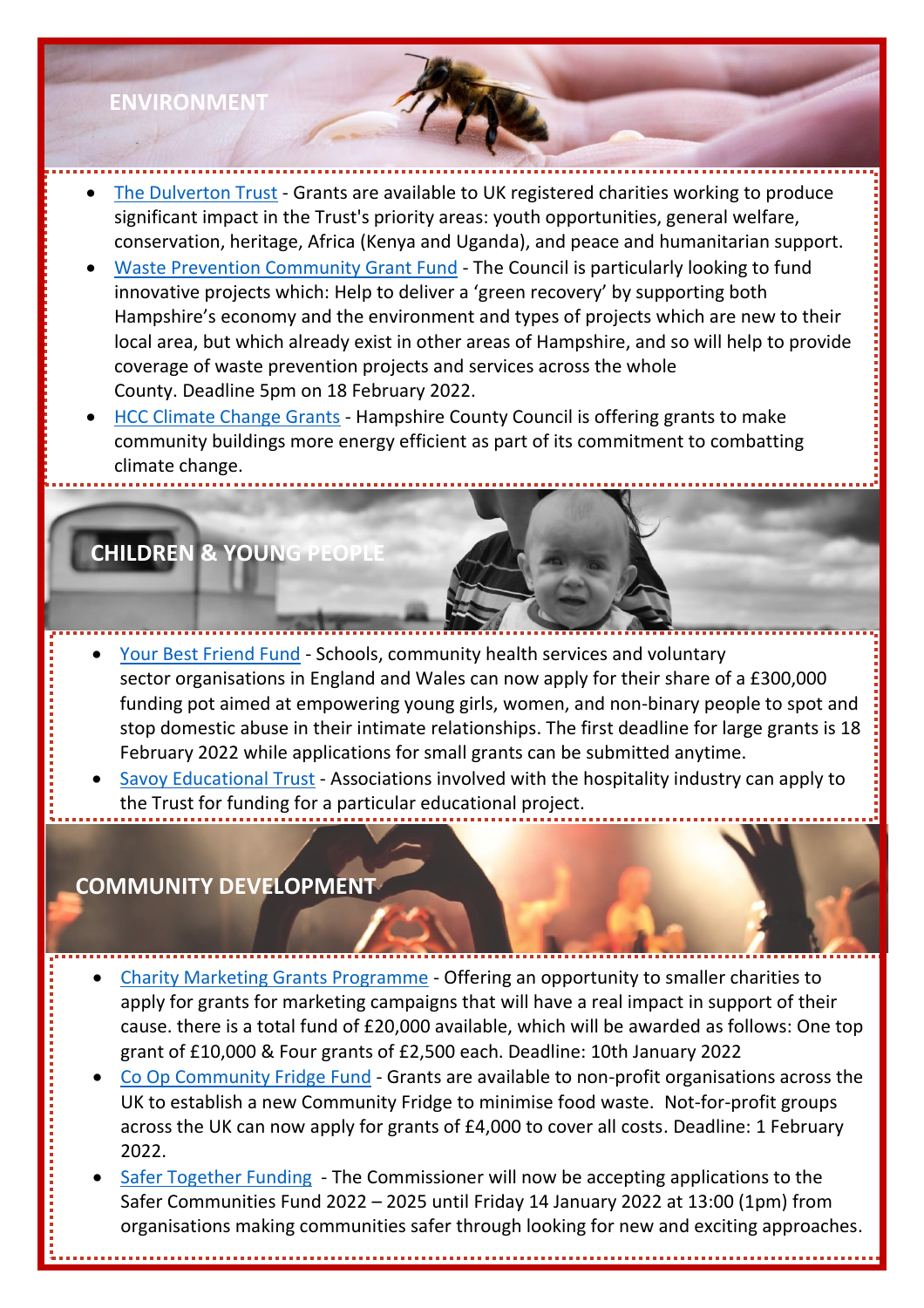## ENVIRONMENT

- The Dulverton Trust - Grants are available to UK registered charities working to produce significant impact in the Trust's priority areas: youth opportunities, general welfare, conservation, heritage, Africa (Kenya and Uganda), and peace and humanitarian support.
- Waste Prevention Community Grant Fund - The Council is particularly looking to fund innovative projects which: Help to deliver a 'green recovery' by supporting both Hampshire's economy and the environment and types of projects which are new to their local area, but which already exist in other areas of Hampshire, and so will help to provide coverage of waste prevention projects and services across the whole County. Deadline 5pm on 18 February 2022.
- HCC Climate Change Grants - Hampshire County Council is offering grants to make community buildings more energy efficient as part of its commitment to combatting climate change.

## CHILDREN & YOUNG PEOPLE

- Your Best Friend Fund - Schools, community health services and voluntary sector organisations in England and Wales can now apply for their share of a £300,000 funding pot aimed at empowering young girls, women, and non-binary people to spot and stop domestic abuse in their intimate relationships. The first deadline for large grants is 18 February 2022 while applications for small grants can be submitted anytime.
- Savoy Educational Trust - Associations involved with the hospitality industry can apply to the Trust for funding for a particular educational project.

## COMMUNITY DEVELOPMENT

- Charity Marketing Grants Programme - Offering an opportunity to smaller charities to apply for grants for marketing campaigns that will have a real impact in support of their cause. there is a total fund of £20,000 available, which will be awarded as follows: One top grant of £10,000 & Four grants of £2,500 each. Deadline: 10th January 2022
- Co Op Community Fridge Fund - Grants are available to non-profit organisations across the UK to establish a new Community Fridge to minimise food waste. Not-for-profit groups across the UK can now apply for grants of £4,000 to cover all costs. Deadline: 1 February 2022.
- Safer Together Funding - The Commissioner will now be accepting applications to the Safer Communities Fund 2022 – 2025 until Friday 14 January 2022 at 13:00 (1pm) from organisations making communities safer through looking for new and exciting approaches.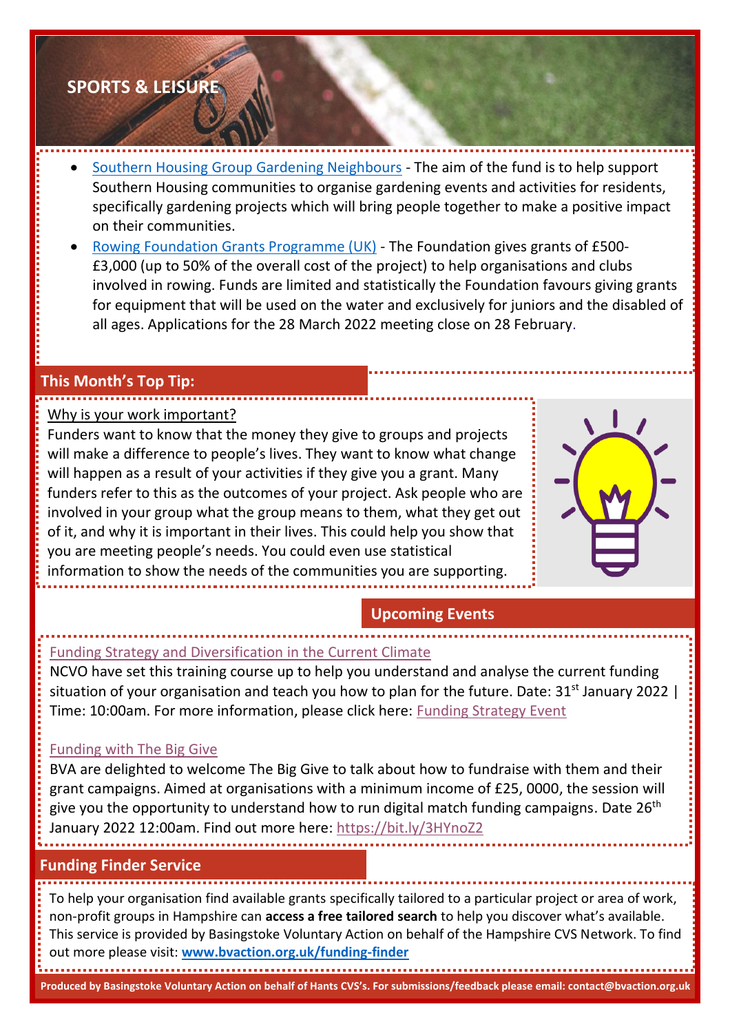## SPORTS & LEISURE

- Southern Housing Group Gardening Neighbours - The aim of the fund is to help support Southern Housing communities to organise gardening events and activities for residents, specifically gardening projects which will bring people together to make a positive impact on their communities.
- Rowing Foundation Grants Programme (UK) - The Foundation gives grants of £500-£3,000 (up to 50% of the overall cost of the project) to help organisations and clubs involved in rowing. Funds are limited and statistically the Foundation favours giving grants for equipment that will be used on the water and exclusively for juniors and the disabled of all ages. Applications for the 28 March 2022 meeting close on 28 February.

## This Month's Top Tip:

Why is your work important?

Funders want to know that the money they give to groups and projects will make a difference to people's lives. They want to know what change will happen as a result of your activities if they give you a grant. Many funders refer to this as the outcomes of your project. Ask people who are involved in your group what the group means to them, what they get out of it, and why it is important in their lives. This could help you show that you are meeting people's needs. You could even use statistical information to show the needs of the communities you are supporting.

## Upcoming Events

Funding Strategy and Diversification in the Current Climate

NCVO have set this training course up to help you understand and analyse the current funding situation of your organisation and teach you how to plan for the future. Date: 31st January 2022 | Time: 10:00am. For more information, please click here: Funding Strategy Event

Funding with The Big Give

BVA are delighted to welcome The Big Give to talk about how to fundraise with them and their grant campaigns. Aimed at organisations with a minimum income of £25, 0000, the session will give you the opportunity to understand how to run digital match funding campaigns. Date 26th January 2022 12:00am. Find out more here: https://bit.ly/3HYnoZ2

## Funding Finder Service

To help your organisation find available grants specifically tailored to a particular project or area of work, non-profit groups in Hampshire can **access a free tailored search** to help you discover what's available. This service is provided by Basingstoke Voluntary Action on behalf of the Hampshire CVS Network. To find out more please visit: **www.bvaction.org.uk/funding-finder**

**Produced by Basingstoke Voluntary Action on behalf of Hants CVS's. For submissions/feedback please email: contact@bvaction.org.uk**